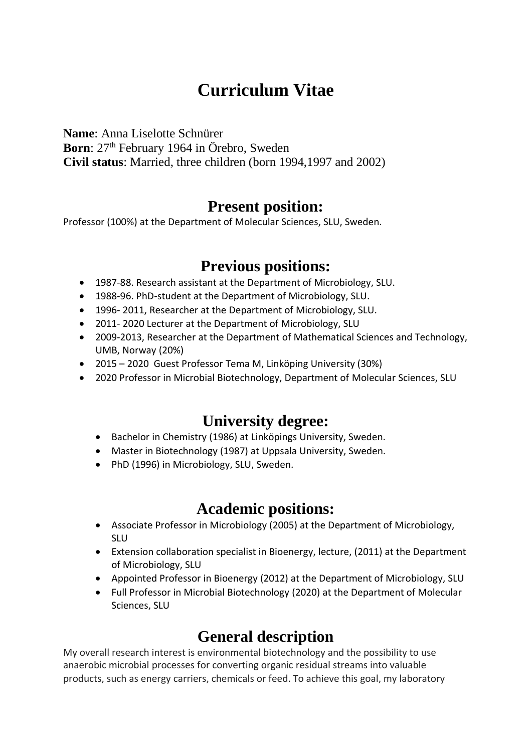# Curriculum Vitae

**Name**: Anna Liselotte Schnürer
**Born**: 27th February 1964 in Örebro, Sweden
**Civil status**: Married, three children (born 1994,1997 and 2002)

## Present position:

Professor (100%) at the Department of Molecular Sciences, SLU, Sweden.

## Previous positions:

- 1987-88. Research assistant at the Department of Microbiology, SLU.
- 1988-96. PhD-student at the Department of Microbiology, SLU.
- 1996- 2011, Researcher at the Department of Microbiology, SLU.
- 2011- 2020 Lecturer at the Department of Microbiology, SLU
- 2009-2013, Researcher at the Department of Mathematical Sciences and Technology, UMB, Norway (20%)
- 2015 – 2020 Guest Professor Tema M, Linköping University (30%)
- 2020 Professor in Microbial Biotechnology, Department of Molecular Sciences, SLU

## University degree:

- Bachelor in Chemistry (1986) at Linköpings University, Sweden.
- Master in Biotechnology (1987) at Uppsala University, Sweden.
- PhD (1996) in Microbiology, SLU, Sweden.

## Academic positions:

- Associate Professor in Microbiology (2005) at the Department of Microbiology, SLU
- Extension collaboration specialist in Bioenergy, lecture, (2011) at the Department of Microbiology, SLU
- Appointed Professor in Bioenergy (2012) at the Department of Microbiology, SLU
- Full Professor in Microbial Biotechnology (2020) at the Department of Molecular Sciences, SLU

## General description

My overall research interest is environmental biotechnology and the possibility to use anaerobic microbial processes for converting organic residual streams into valuable products, such as energy carriers, chemicals or feed. To achieve this goal, my laboratory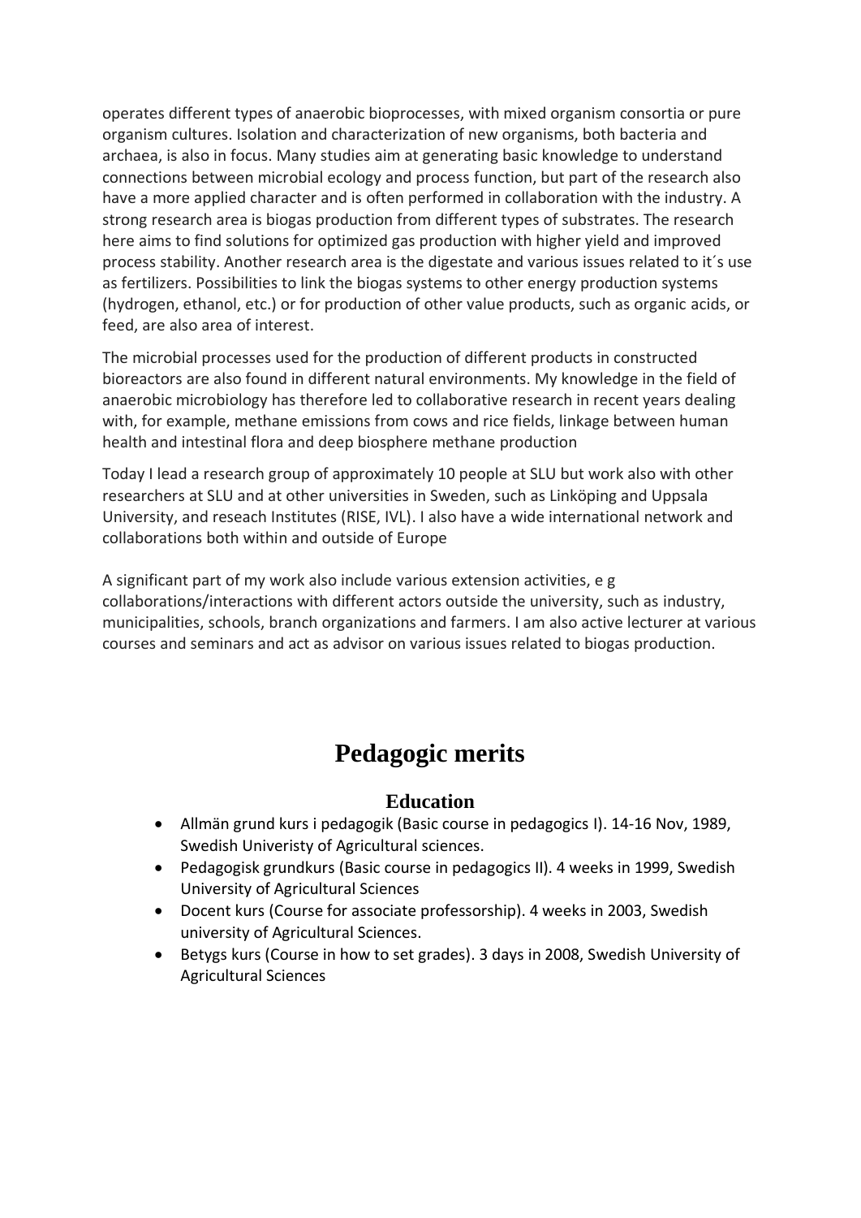operates different types of anaerobic bioprocesses, with mixed organism consortia or pure organism cultures. Isolation and characterization of new organisms, both bacteria and archaea, is also in focus. Many studies aim at generating basic knowledge to understand connections between microbial ecology and process function, but part of the research also have a more applied character and is often performed in collaboration with the industry. A strong research area is biogas production from different types of substrates. The research here aims to find solutions for optimized gas production with higher yield and improved process stability. Another research area is the digestate and various issues related to it´s use as fertilizers. Possibilities to link the biogas systems to other energy production systems (hydrogen, ethanol, etc.) or for production of other value products, such as organic acids, or feed, are also area of interest.

The microbial processes used for the production of different products in constructed bioreactors are also found in different natural environments. My knowledge in the field of anaerobic microbiology has therefore led to collaborative research in recent years dealing with, for example, methane emissions from cows and rice fields, linkage between human health and intestinal flora and deep biosphere methane production

Today I lead a research group of approximately 10 people at SLU but work also with other researchers at SLU and at other universities in Sweden, such as Linköping and Uppsala University, and reseach Institutes (RISE, IVL). I also have a wide international network and collaborations both within and outside of Europe

A significant part of my work also include various extension activities, e g collaborations/interactions with different actors outside the university, such as industry, municipalities, schools, branch organizations and farmers. I am also active lecturer at various courses and seminars and act as advisor on various issues related to biogas production.

# Pedagogic merits

## Education

- Allmän grund kurs i pedagogik (Basic course in pedagogics I). 14-16 Nov, 1989, Swedish Univeristy of Agricultural sciences.
- Pedagogisk grundkurs (Basic course in pedagogics II). 4 weeks in 1999, Swedish University of Agricultural Sciences
- Docent kurs (Course for associate professorship). 4 weeks in 2003, Swedish university of Agricultural Sciences.
- Betygs kurs (Course in how to set grades). 3 days in 2008, Swedish University of Agricultural Sciences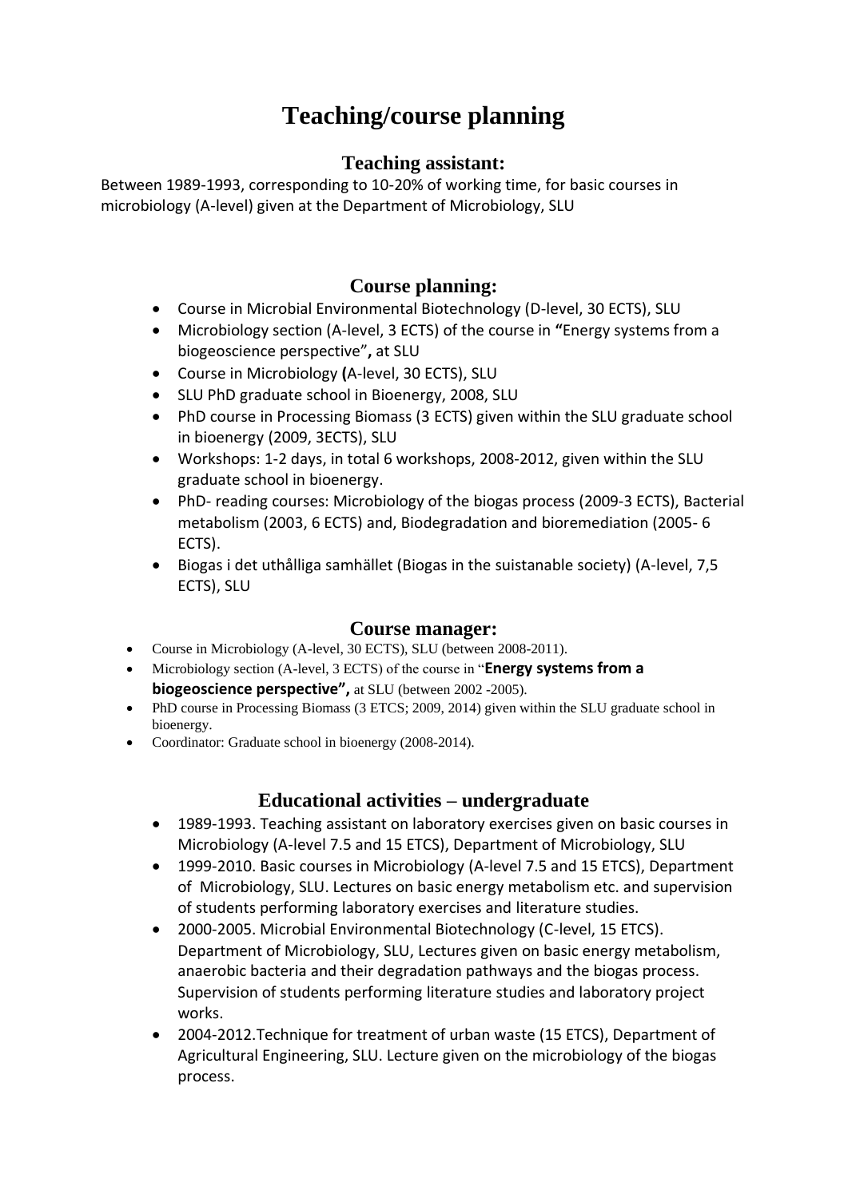# Teaching/course planning

## Teaching assistant:

Between 1989-1993, corresponding to 10-20% of working time, for basic courses in microbiology (A-level) given at the Department of Microbiology, SLU

## Course planning:

- Course in Microbial Environmental Biotechnology (D-level, 30 ECTS), SLU
- Microbiology section (A-level, 3 ECTS) of the course in **"**Energy systems from a biogeoscience perspective"**,** at SLU
- Course in Microbiology **(**A-level, 30 ECTS), SLU
- SLU PhD graduate school in Bioenergy, 2008, SLU
- PhD course in Processing Biomass (3 ECTS) given within the SLU graduate school in bioenergy (2009, 3ECTS), SLU
- Workshops: 1-2 days, in total 6 workshops, 2008-2012, given within the SLU graduate school in bioenergy.
- PhD- reading courses: Microbiology of the biogas process (2009-3 ECTS), Bacterial metabolism (2003, 6 ECTS) and, Biodegradation and bioremediation (2005- 6 ECTS).
- Biogas i det uthålliga samhället (Biogas in the suistanable society) (A-level, 7,5 ECTS), SLU

## Course manager:

- Course in Microbiology (A-level, 30 ECTS), SLU (between 2008-2011).
- Microbiology section (A-level, 3 ECTS) of the course in "**Energy systems from a biogeoscience perspective",** at SLU (between 2002 -2005).
- PhD course in Processing Biomass (3 ETCS; 2009, 2014) given within the SLU graduate school in bioenergy.
- Coordinator: Graduate school in bioenergy (2008-2014).

## Educational activities – undergraduate

- 1989-1993. Teaching assistant on laboratory exercises given on basic courses in Microbiology (A-level 7.5 and 15 ETCS), Department of Microbiology, SLU
- 1999-2010. Basic courses in Microbiology (A-level 7.5 and 15 ETCS), Department of Microbiology, SLU. Lectures on basic energy metabolism etc. and supervision of students performing laboratory exercises and literature studies.
- 2000-2005. Microbial Environmental Biotechnology (C-level, 15 ETCS). Department of Microbiology, SLU, Lectures given on basic energy metabolism, anaerobic bacteria and their degradation pathways and the biogas process. Supervision of students performing literature studies and laboratory project works.
- 2004-2012.Technique for treatment of urban waste (15 ETCS), Department of Agricultural Engineering, SLU. Lecture given on the microbiology of the biogas process.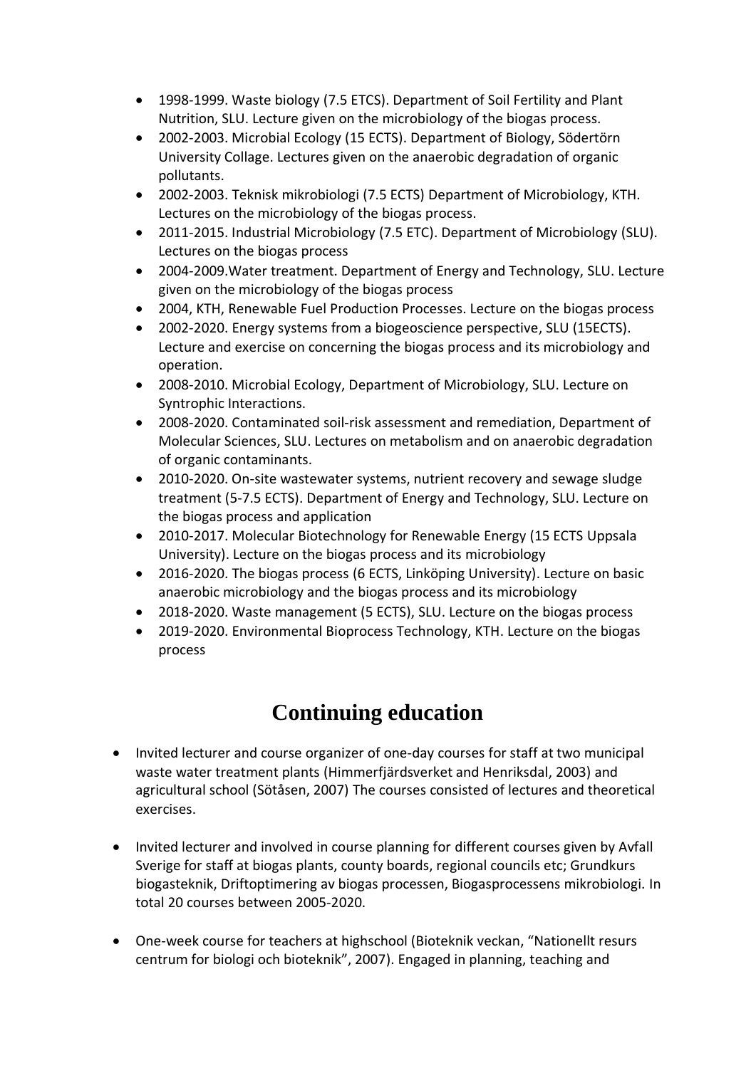- 1998-1999. Waste biology (7.5 ETCS). Department of Soil Fertility and Plant Nutrition, SLU. Lecture given on the microbiology of the biogas process.
- 2002-2003. Microbial Ecology (15 ECTS). Department of Biology, Södertörn University Collage. Lectures given on the anaerobic degradation of organic pollutants.
- 2002-2003. Teknisk mikrobiologi (7.5 ECTS) Department of Microbiology, KTH. Lectures on the microbiology of the biogas process.
- 2011-2015. Industrial Microbiology (7.5 ETC). Department of Microbiology (SLU). Lectures on the biogas process
- 2004-2009.Water treatment. Department of Energy and Technology, SLU. Lecture given on the microbiology of the biogas process
- 2004, KTH, Renewable Fuel Production Processes. Lecture on the biogas process
- 2002-2020. Energy systems from a biogeoscience perspective, SLU (15ECTS). Lecture and exercise on concerning the biogas process and its microbiology and operation.
- 2008-2010. Microbial Ecology, Department of Microbiology, SLU. Lecture on Syntrophic Interactions.
- 2008-2020. Contaminated soil-risk assessment and remediation, Department of Molecular Sciences, SLU. Lectures on metabolism and on anaerobic degradation of organic contaminants.
- 2010-2020. On-site wastewater systems, nutrient recovery and sewage sludge treatment (5-7.5 ECTS). Department of Energy and Technology, SLU. Lecture on the biogas process and application
- 2010-2017. Molecular Biotechnology for Renewable Energy (15 ECTS Uppsala University). Lecture on the biogas process and its microbiology
- 2016-2020. The biogas process (6 ECTS, Linköping University). Lecture on basic anaerobic microbiology and the biogas process and its microbiology
- 2018-2020. Waste management (5 ECTS), SLU. Lecture on the biogas process
- 2019-2020. Environmental Bioprocess Technology, KTH. Lecture on the biogas process

# Continuing education

- Invited lecturer and course organizer of one-day courses for staff at two municipal waste water treatment plants (Himmerfjärdsverket and Henriksdal, 2003) and agricultural school (Sötåsen, 2007) The courses consisted of lectures and theoretical exercises.

- Invited lecturer and involved in course planning for different courses given by Avfall Sverige for staff at biogas plants, county boards, regional councils etc; Grundkurs biogasteknik, Driftoptimering av biogas processen, Biogasprocessens mikrobiologi. In total 20 courses between 2005-2020.

- One-week course for teachers at highschool (Bioteknik veckan, "Nationellt resurs centrum for biologi och bioteknik", 2007). Engaged in planning, teaching and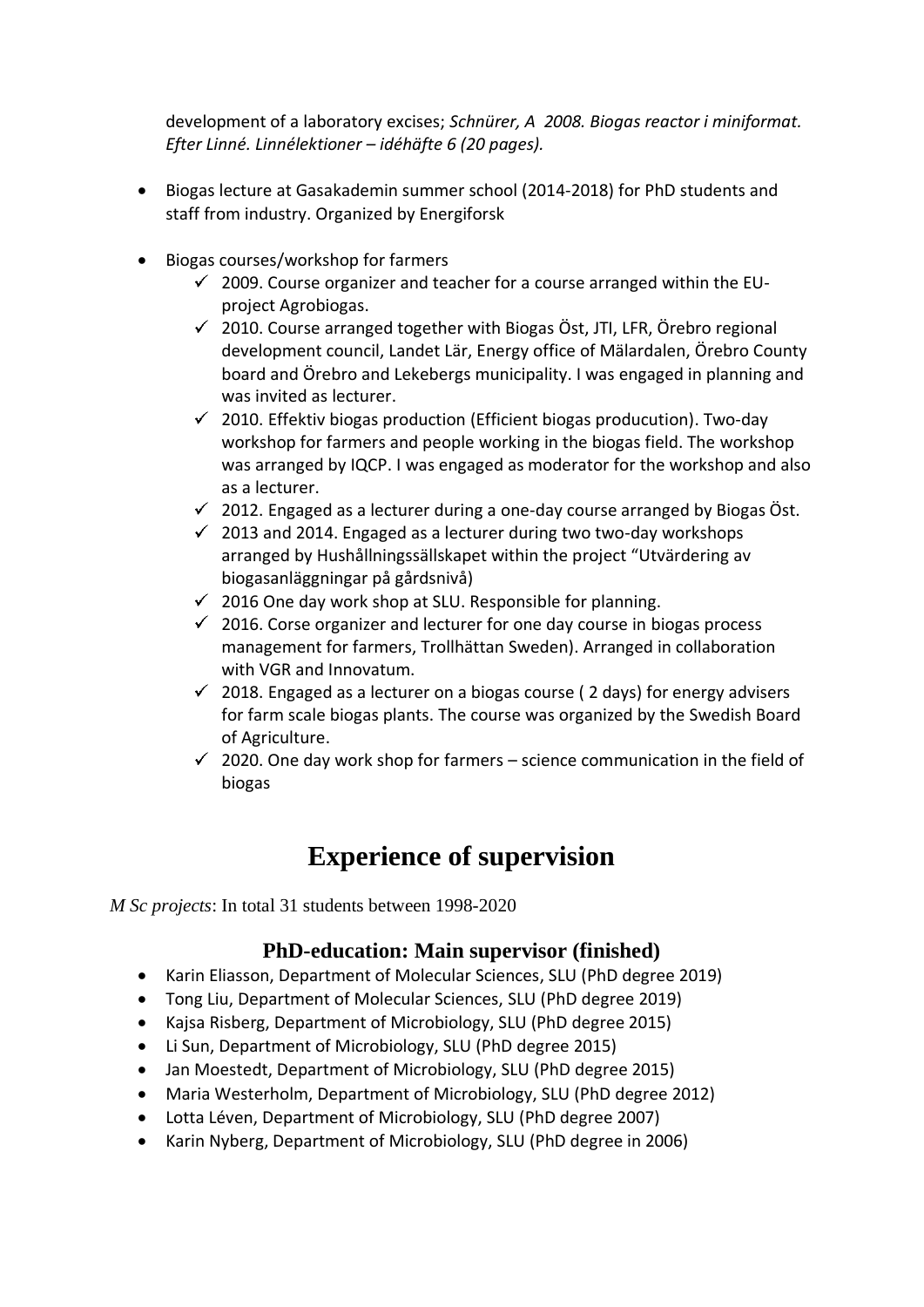development of a laboratory excises; *Schnürer, A 2008. Biogas reactor i miniformat. Efter Linné. Linnélektioner – idéhäfte 6 (20 pages).*

- Biogas lecture at Gasakademin summer school (2014-2018) for PhD students and staff from industry. Organized by Energiforsk
- Biogas courses/workshop for farmers
  - ✓ 2009. Course organizer and teacher for a course arranged within the EU-project Agrobiogas.
  - ✓ 2010. Course arranged together with Biogas Öst, JTI, LFR, Örebro regional development council, Landet Lär, Energy office of Mälardalen, Örebro County board and Örebro and Lekebergs municipality. I was engaged in planning and was invited as lecturer.
  - ✓ 2010. Effektiv biogas production (Efficient biogas producution). Two-day workshop for farmers and people working in the biogas field. The workshop was arranged by IQCP. I was engaged as moderator for the workshop and also as a lecturer.
  - ✓ 2012. Engaged as a lecturer during a one-day course arranged by Biogas Öst.
  - ✓ 2013 and 2014. Engaged as a lecturer during two two-day workshops arranged by Hushållningssällskapet within the project "Utvärdering av biogasanläggningar på gårdsnivå)
  - ✓ 2016 One day work shop at SLU. Responsible for planning.
  - ✓ 2016. Corse organizer and lecturer for one day course in biogas process management for farmers, Trollhättan Sweden). Arranged in collaboration with VGR and Innovatum.
  - ✓ 2018. Engaged as a lecturer on a biogas course ( 2 days) for energy advisers for farm scale biogas plants. The course was organized by the Swedish Board of Agriculture.
  - ✓ 2020. One day work shop for farmers – science communication in the field of biogas

# Experience of supervision

*M Sc projects*: In total 31 students between 1998-2020

### PhD-education: Main supervisor (finished)

- Karin Eliasson, Department of Molecular Sciences, SLU (PhD degree 2019)
- Tong Liu, Department of Molecular Sciences, SLU (PhD degree 2019)
- Kajsa Risberg, Department of Microbiology, SLU (PhD degree 2015)
- Li Sun, Department of Microbiology, SLU (PhD degree 2015)
- Jan Moestedt, Department of Microbiology, SLU (PhD degree 2015)
- Maria Westerholm, Department of Microbiology, SLU (PhD degree 2012)
- Lotta Léven, Department of Microbiology, SLU (PhD degree 2007)
- Karin Nyberg, Department of Microbiology, SLU (PhD degree in 2006)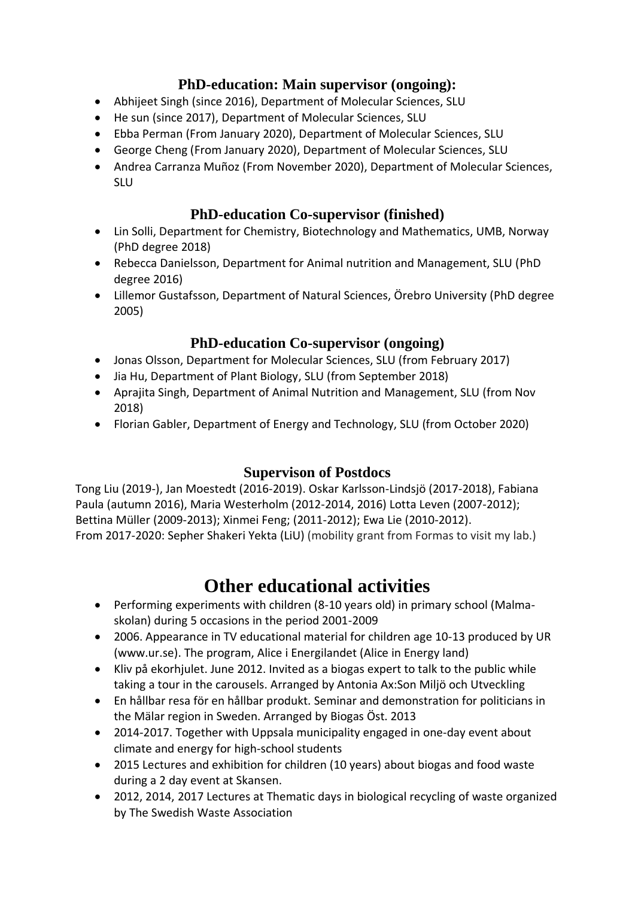## PhD-education: Main supervisor (ongoing):

- Abhijeet Singh (since 2016), Department of Molecular Sciences, SLU
- He sun (since 2017), Department of Molecular Sciences, SLU
- Ebba Perman (From January 2020), Department of Molecular Sciences, SLU
- George Cheng (From January 2020), Department of Molecular Sciences, SLU
- Andrea Carranza Muñoz (From November 2020), Department of Molecular Sciences, SLU

## PhD-education Co-supervisor (finished)

- Lin Solli, Department for Chemistry, Biotechnology and Mathematics, UMB, Norway (PhD degree 2018)
- Rebecca Danielsson, Department for Animal nutrition and Management, SLU (PhD degree 2016)
- Lillemor Gustafsson, Department of Natural Sciences, Örebro University (PhD degree 2005)

## PhD-education Co-supervisor (ongoing)

- Jonas Olsson, Department for Molecular Sciences, SLU (from February 2017)
- Jia Hu, Department of Plant Biology, SLU (from September 2018)
- Aprajita Singh, Department of Animal Nutrition and Management, SLU (from Nov 2018)
- Florian Gabler, Department of Energy and Technology, SLU (from October 2020)

## Supervison of Postdocs

Tong Liu (2019-), Jan Moestedt (2016-2019). Oskar Karlsson-Lindsjö (2017-2018), Fabiana Paula (autumn 2016), Maria Westerholm (2012-2014, 2016) Lotta Leven (2007-2012); Bettina Müller (2009-2013); Xinmei Feng; (2011-2012); Ewa Lie (2010-2012).
From 2017-2020: Sepher Shakeri Yekta (LiU) (mobility grant from Formas to visit my lab.)

# Other educational activities

- Performing experiments with children (8-10 years old) in primary school (Malma-skolan) during 5 occasions in the period 2001-2009
- 2006. Appearance in TV educational material for children age 10-13 produced by UR (www.ur.se). The program, Alice i Energilandet (Alice in Energy land)
- Kliv på ekorhjulet. June 2012. Invited as a biogas expert to talk to the public while taking a tour in the carousels. Arranged by Antonia Ax:Son Miljö och Utveckling
- En hållbar resa för en hållbar produkt. Seminar and demonstration for politicians in the Mälar region in Sweden. Arranged by Biogas Öst. 2013
- 2014-2017. Together with Uppsala municipality engaged in one-day event about climate and energy for high-school students
- 2015 Lectures and exhibition for children (10 years) about biogas and food waste during a 2 day event at Skansen.
- 2012, 2014, 2017 Lectures at Thematic days in biological recycling of waste organized by The Swedish Waste Association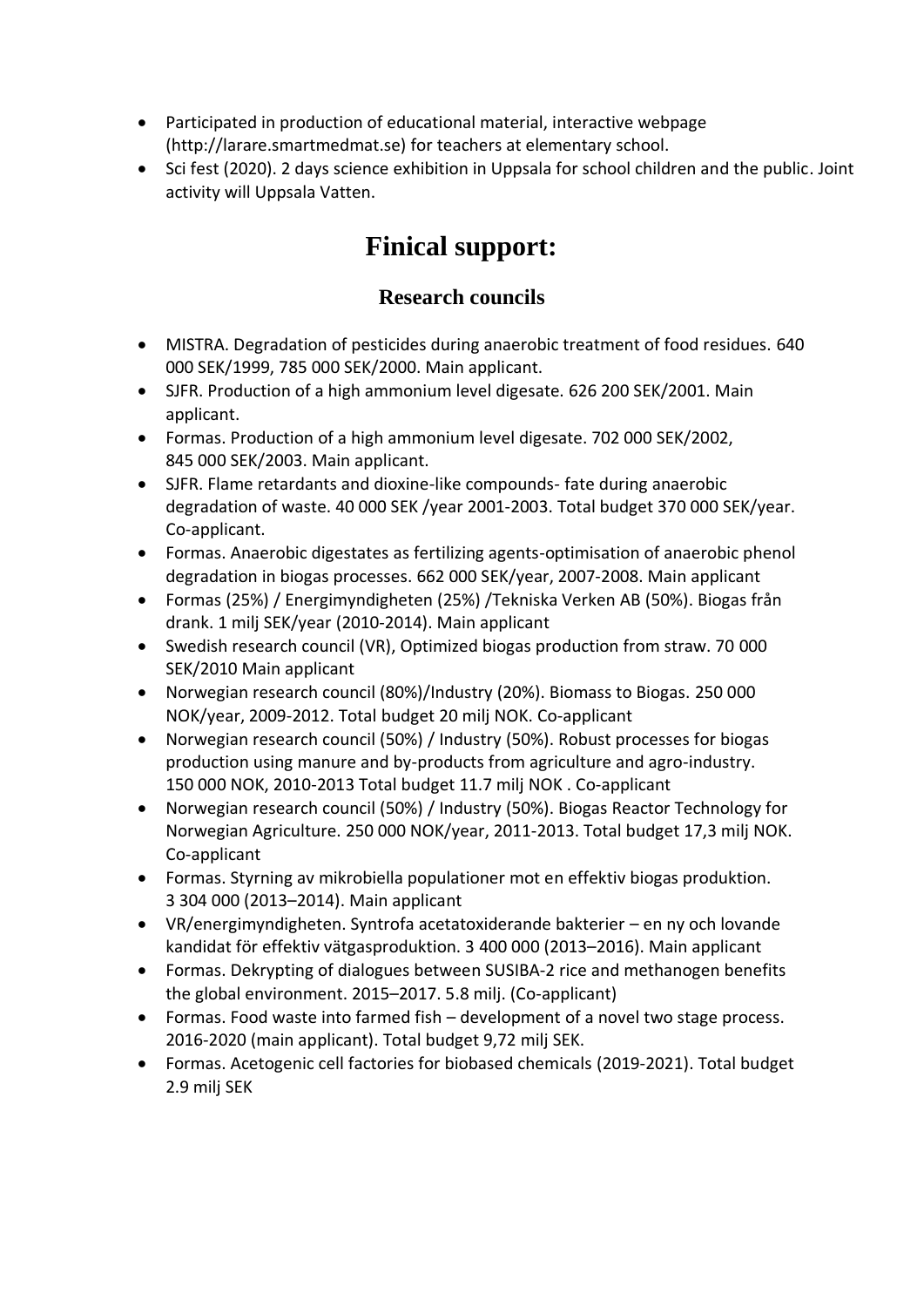- Participated in production of educational material, interactive webpage (http://larare.smartmedmat.se) for teachers at elementary school.
- Sci fest (2020). 2 days science exhibition in Uppsala for school children and the public. Joint activity will Uppsala Vatten.

# Finical support:

## Research councils

- MISTRA. Degradation of pesticides during anaerobic treatment of food residues. 640 000 SEK/1999, 785 000 SEK/2000. Main applicant.
- SJFR. Production of a high ammonium level digesate. 626 200 SEK/2001. Main applicant.
- Formas. Production of a high ammonium level digesate. 702 000 SEK/2002, 845 000 SEK/2003. Main applicant.
- SJFR. Flame retardants and dioxine-like compounds- fate during anaerobic degradation of waste. 40 000 SEK /year 2001-2003. Total budget 370 000 SEK/year. Co-applicant.
- Formas. Anaerobic digestates as fertilizing agents-optimisation of anaerobic phenol degradation in biogas processes. 662 000 SEK/year, 2007-2008. Main applicant
- Formas (25%) / Energimyndigheten (25%) /Tekniska Verken AB (50%). Biogas från drank. 1 milj SEK/year (2010-2014). Main applicant
- Swedish research council (VR), Optimized biogas production from straw. 70 000 SEK/2010 Main applicant
- Norwegian research council (80%)/Industry (20%). Biomass to Biogas. 250 000 NOK/year, 2009-2012. Total budget 20 milj NOK. Co-applicant
- Norwegian research council (50%) / Industry (50%). Robust processes for biogas production using manure and by-products from agriculture and agro-industry. 150 000 NOK, 2010-2013 Total budget 11.7 milj NOK . Co-applicant
- Norwegian research council (50%) / Industry (50%). Biogas Reactor Technology for Norwegian Agriculture. 250 000 NOK/year, 2011-2013. Total budget 17,3 milj NOK. Co-applicant
- Formas. Styrning av mikrobiella populationer mot en effektiv biogas produktion. 3 304 000 (2013–2014). Main applicant
- VR/energimyndigheten. Syntrofa acetatoxiderande bakterier – en ny och lovande kandidat för effektiv vätgasproduktion. 3 400 000 (2013–2016). Main applicant
- Formas. Dekrypting of dialogues between SUSIBA-2 rice and methanogen benefits the global environment. 2015–2017. 5.8 milj. (Co-applicant)
- Formas. Food waste into farmed fish – development of a novel two stage process. 2016-2020 (main applicant). Total budget 9,72 milj SEK.
- Formas. Acetogenic cell factories for biobased chemicals (2019-2021). Total budget 2.9 milj SEK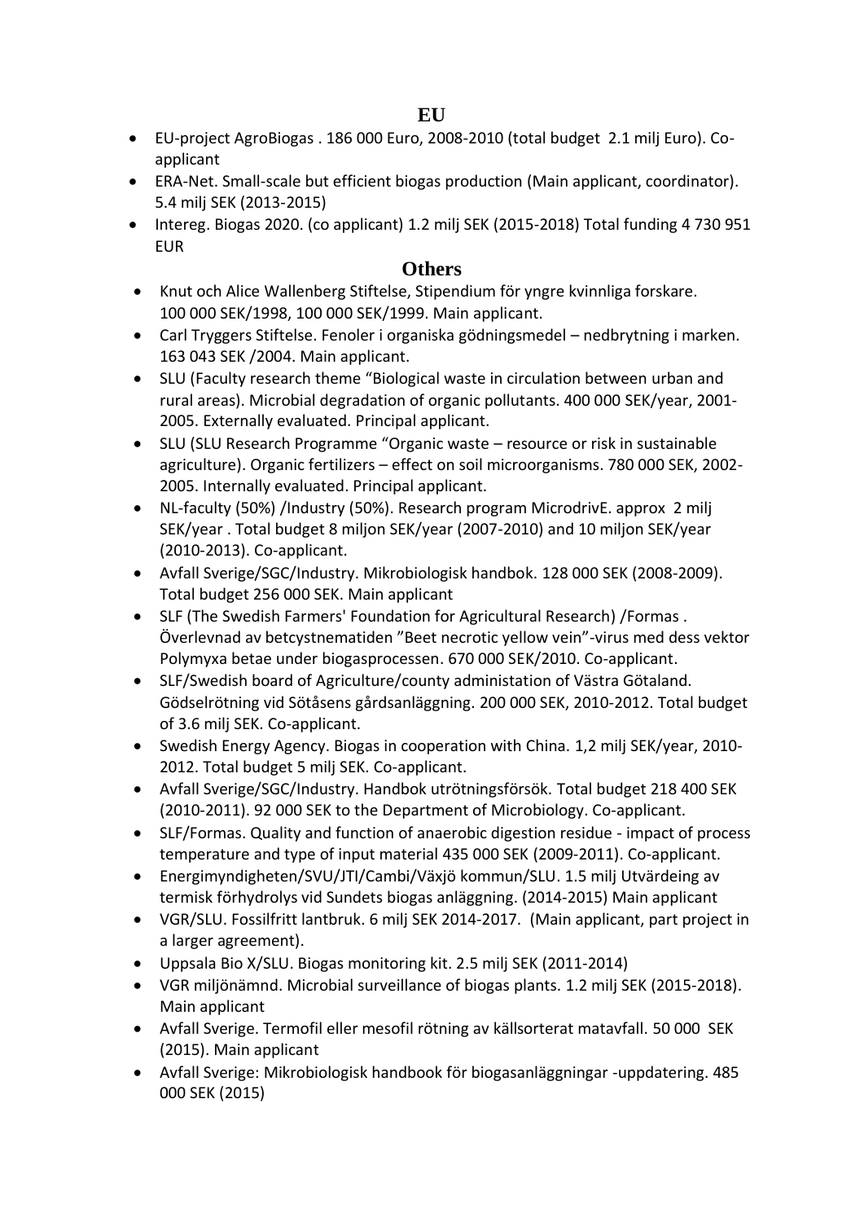## EU

- EU-project AgroBiogas . 186 000 Euro, 2008-2010 (total budget 2.1 milj Euro). Co-applicant
- ERA-Net. Small-scale but efficient biogas production (Main applicant, coordinator). 5.4 milj SEK (2013-2015)
- Intereg. Biogas 2020. (co applicant) 1.2 milj SEK (2015-2018) Total funding 4 730 951 EUR

## Others

- Knut och Alice Wallenberg Stiftelse, Stipendium för yngre kvinnliga forskare. 100 000 SEK/1998, 100 000 SEK/1999. Main applicant.
- Carl Tryggers Stiftelse. Fenoler i organiska gödningsmedel – nedbrytning i marken. 163 043 SEK /2004. Main applicant.
- SLU (Faculty research theme "Biological waste in circulation between urban and rural areas). Microbial degradation of organic pollutants. 400 000 SEK/year, 2001-2005. Externally evaluated. Principal applicant.
- SLU (SLU Research Programme "Organic waste – resource or risk in sustainable agriculture). Organic fertilizers – effect on soil microorganisms. 780 000 SEK, 2002-2005. Internally evaluated. Principal applicant.
- NL-faculty (50%) /Industry (50%). Research program MicrodrivE. approx 2 milj SEK/year . Total budget 8 miljon SEK/year (2007-2010) and 10 miljon SEK/year (2010-2013). Co-applicant.
- Avfall Sverige/SGC/Industry. Mikrobiologisk handbok. 128 000 SEK (2008-2009). Total budget 256 000 SEK. Main applicant
- SLF (The Swedish Farmers' Foundation for Agricultural Research) /Formas . Överlevnad av betcystnematiden "Beet necrotic yellow vein"-virus med dess vektor Polymyxa betae under biogasprocessen. 670 000 SEK/2010. Co-applicant.
- SLF/Swedish board of Agriculture/county administation of Västra Götaland. Gödselrötning vid Sötåsens gårdsanläggning. 200 000 SEK, 2010-2012. Total budget of 3.6 milj SEK. Co-applicant.
- Swedish Energy Agency. Biogas in cooperation with China. 1,2 milj SEK/year, 2010-2012. Total budget 5 milj SEK. Co-applicant.
- Avfall Sverige/SGC/Industry. Handbok utrötningsförsök. Total budget 218 400 SEK (2010-2011). 92 000 SEK to the Department of Microbiology. Co-applicant.
- SLF/Formas. Quality and function of anaerobic digestion residue - impact of process temperature and type of input material 435 000 SEK (2009-2011). Co-applicant.
- Energimyndigheten/SVU/JTI/Cambi/Växjö kommun/SLU. 1.5 milj Utvärdeing av termisk förhydrolys vid Sundets biogas anläggning. (2014-2015) Main applicant
- VGR/SLU. Fossilfritt lantbruk. 6 milj SEK 2014-2017. (Main applicant, part project in a larger agreement).
- Uppsala Bio X/SLU. Biogas monitoring kit. 2.5 milj SEK (2011-2014)
- VGR miljönämnd. Microbial surveillance of biogas plants. 1.2 milj SEK (2015-2018). Main applicant
- Avfall Sverige. Termofil eller mesofil rötning av källsorterat matavfall. 50 000 SEK (2015). Main applicant
- Avfall Sverige: Mikrobiologisk handbook för biogasanläggningar -uppdatering. 485 000 SEK (2015)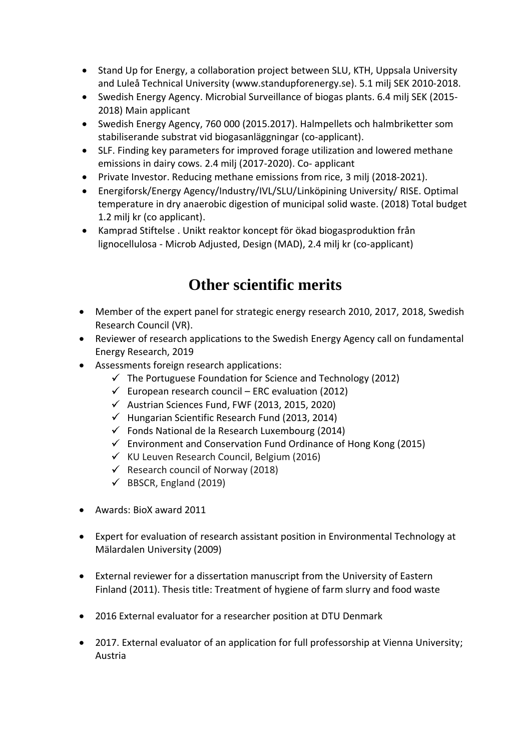- Stand Up for Energy, a collaboration project between SLU, KTH, Uppsala University and Luleå Technical University (www.standupforenergy.se). 5.1 milj SEK 2010-2018.
- Swedish Energy Agency. Microbial Surveillance of biogas plants. 6.4 milj SEK (2015-2018) Main applicant
- Swedish Energy Agency, 760 000 (2015.2017). Halmpellets och halmbriketter som stabiliserande substrat vid biogasanläggningar (co-applicant).
- SLF. Finding key parameters for improved forage utilization and lowered methane emissions in dairy cows. 2.4 milj (2017-2020). Co- applicant
- Private Investor. Reducing methane emissions from rice, 3 milj (2018-2021).
- Energiforsk/Energy Agency/Industry/IVL/SLU/Linköpining University/ RISE. Optimal temperature in dry anaerobic digestion of municipal solid waste. (2018) Total budget 1.2 milj kr (co applicant).
- Kamprad Stiftelse . Unikt reaktor koncept för ökad biogasproduktion från lignocellulosa - Microb Adjusted, Design (MAD), 2.4 milj kr (co-applicant)

# Other scientific merits

- Member of the expert panel for strategic energy research 2010, 2017, 2018, Swedish Research Council (VR).
- Reviewer of research applications to the Swedish Energy Agency call on fundamental Energy Research, 2019
- Assessments foreign research applications:
  - ✓ The Portuguese Foundation for Science and Technology (2012)
  - ✓ European research council – ERC evaluation (2012)
  - ✓ Austrian Sciences Fund, FWF (2013, 2015, 2020)
  - ✓ Hungarian Scientific Research Fund (2013, 2014)
  - ✓ Fonds National de la Research Luxembourg (2014)
  - ✓ Environment and Conservation Fund Ordinance of Hong Kong (2015)
  - ✓ KU Leuven Research Council, Belgium (2016)
  - ✓ Research council of Norway (2018)
  - ✓ BBSCR, England (2019)
- Awards: BioX award 2011
- Expert for evaluation of research assistant position in Environmental Technology at Mälardalen University (2009)
- External reviewer for a dissertation manuscript from the University of Eastern Finland (2011). Thesis title: Treatment of hygiene of farm slurry and food waste
- 2016 External evaluator for a researcher position at DTU Denmark
- 2017. External evaluator of an application for full professorship at Vienna University; Austria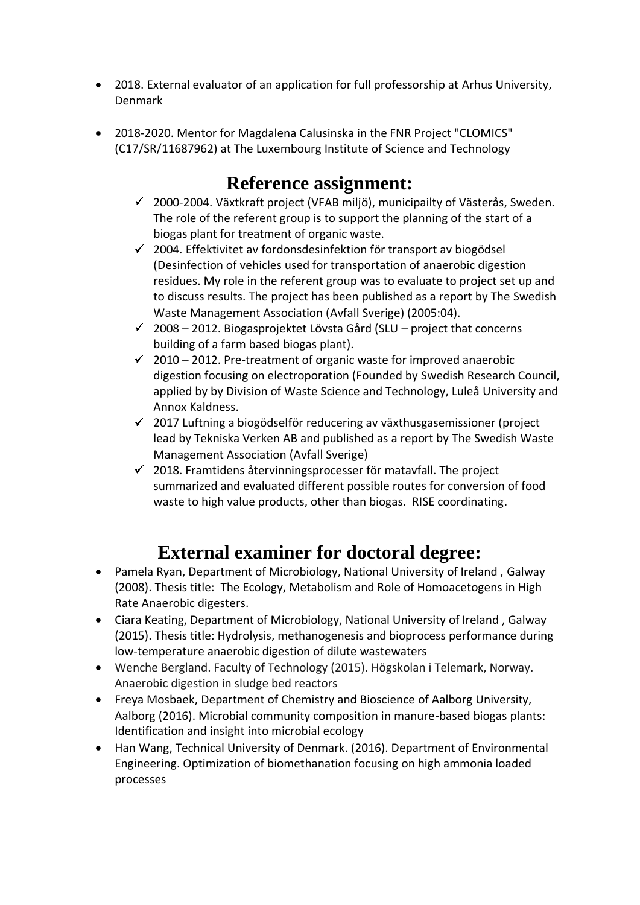- 2018. External evaluator of an application for full professorship at Arhus University, Denmark

- 2018-2020. Mentor for Magdalena Calusinska in the FNR Project "CLOMICS" (C17/SR/11687962) at The Luxembourg Institute of Science and Technology

## Reference assignment:

- ✓ 2000-2004. Växtkraft project (VFAB miljö), municipailty of Västerås, Sweden. The role of the referent group is to support the planning of the start of a biogas plant for treatment of organic waste.
- ✓ 2004. Effektivitet av fordonsdesinfektion för transport av biogödsel (Desinfection of vehicles used for transportation of anaerobic digestion residues. My role in the referent group was to evaluate to project set up and to discuss results. The project has been published as a report by The Swedish Waste Management Association (Avfall Sverige) (2005:04).
- ✓ 2008 – 2012. Biogasprojektet Lövsta Gård (SLU – project that concerns building of a farm based biogas plant).
- ✓ 2010 – 2012. Pre-treatment of organic waste for improved anaerobic digestion focusing on electroporation (Founded by Swedish Research Council, applied by by Division of Waste Science and Technology, Luleå University and Annox Kaldness.
- ✓ 2017 Luftning a biogödselför reducering av växthusgasemissioner (project lead by Tekniska Verken AB and published as a report by The Swedish Waste Management Association (Avfall Sverige)
- ✓ 2018. Framtidens återvinningsprocesser för matavfall. The project summarized and evaluated different possible routes for conversion of food waste to high value products, other than biogas. RISE coordinating.

## External examiner for doctoral degree:

- Pamela Ryan, Department of Microbiology, National University of Ireland , Galway (2008). Thesis title: The Ecology, Metabolism and Role of Homoacetogens in High Rate Anaerobic digesters.
- Ciara Keating, Department of Microbiology, National University of Ireland , Galway (2015). Thesis title: Hydrolysis, methanogenesis and bioprocess performance during low-temperature anaerobic digestion of dilute wastewaters
- Wenche Bergland. Faculty of Technology (2015). Högskolan i Telemark, Norway. Anaerobic digestion in sludge bed reactors
- Freya Mosbaek, Department of Chemistry and Bioscience of Aalborg University, Aalborg (2016). Microbial community composition in manure-based biogas plants: Identification and insight into microbial ecology
- Han Wang, Technical University of Denmark. (2016). Department of Environmental Engineering. Optimization of biomethanation focusing on high ammonia loaded processes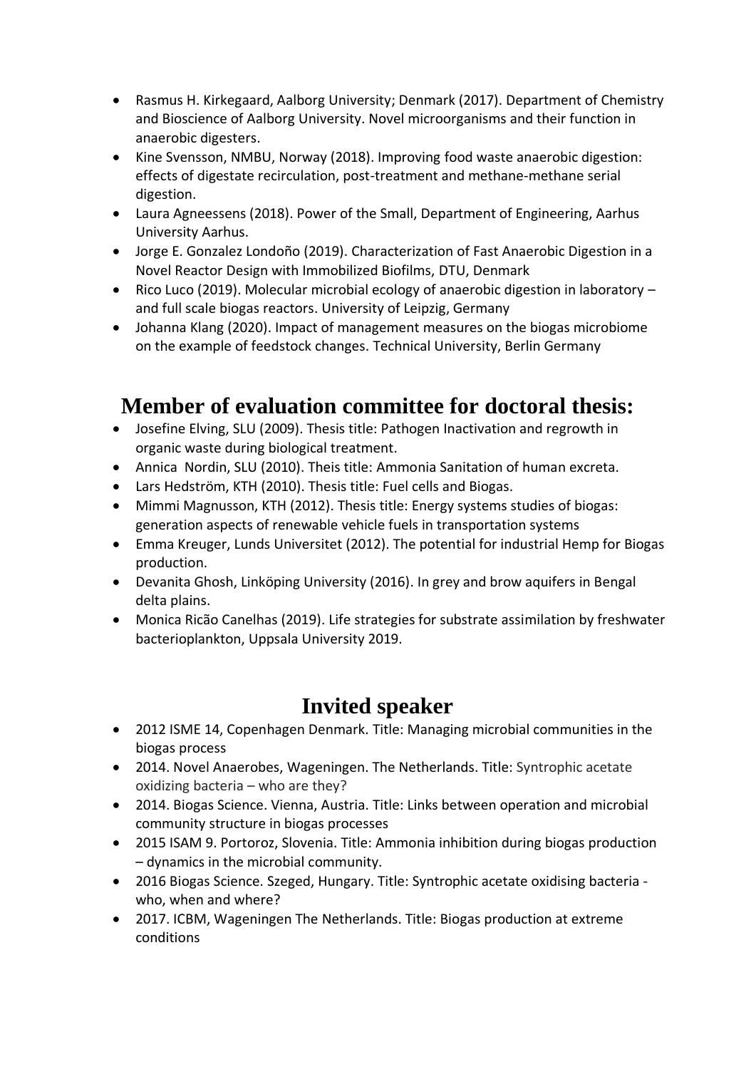- Rasmus H. Kirkegaard, Aalborg University; Denmark (2017). Department of Chemistry and Bioscience of Aalborg University. Novel microorganisms and their function in anaerobic digesters.
- Kine Svensson, NMBU, Norway (2018). Improving food waste anaerobic digestion: effects of digestate recirculation, post-treatment and methane-methane serial digestion.
- Laura Agneessens (2018). Power of the Small, Department of Engineering, Aarhus University Aarhus.
- Jorge E. Gonzalez Londoño (2019). Characterization of Fast Anaerobic Digestion in a Novel Reactor Design with Immobilized Biofilms, DTU, Denmark
- Rico Luco (2019). Molecular microbial ecology of anaerobic digestion in laboratory – and full scale biogas reactors. University of Leipzig, Germany
- Johanna Klang (2020). Impact of management measures on the biogas microbiome on the example of feedstock changes. Technical University, Berlin Germany

## Member of evaluation committee for doctoral thesis:

- Josefine Elving, SLU (2009). Thesis title: Pathogen Inactivation and regrowth in organic waste during biological treatment.
- Annica Nordin, SLU (2010). Theis title: Ammonia Sanitation of human excreta.
- Lars Hedström, KTH (2010). Thesis title: Fuel cells and Biogas.
- Mimmi Magnusson, KTH (2012). Thesis title: Energy systems studies of biogas: generation aspects of renewable vehicle fuels in transportation systems
- Emma Kreuger, Lunds Universitet (2012). The potential for industrial Hemp for Biogas production.
- Devanita Ghosh, Linköping University (2016). In grey and brow aquifers in Bengal delta plains.
- Monica Ricão Canelhas (2019). Life strategies for substrate assimilation by freshwater bacterioplankton, Uppsala University 2019.

## Invited speaker

- 2012 ISME 14, Copenhagen Denmark. Title: Managing microbial communities in the biogas process
- 2014. Novel Anaerobes, Wageningen. The Netherlands. Title: Syntrophic acetate oxidizing bacteria – who are they?
- 2014. Biogas Science. Vienna, Austria. Title: Links between operation and microbial community structure in biogas processes
- 2015 ISAM 9. Portoroz, Slovenia. Title: Ammonia inhibition during biogas production – dynamics in the microbial community.
- 2016 Biogas Science. Szeged, Hungary. Title: Syntrophic acetate oxidising bacteria - who, when and where?
- 2017. ICBM, Wageningen The Netherlands. Title: Biogas production at extreme conditions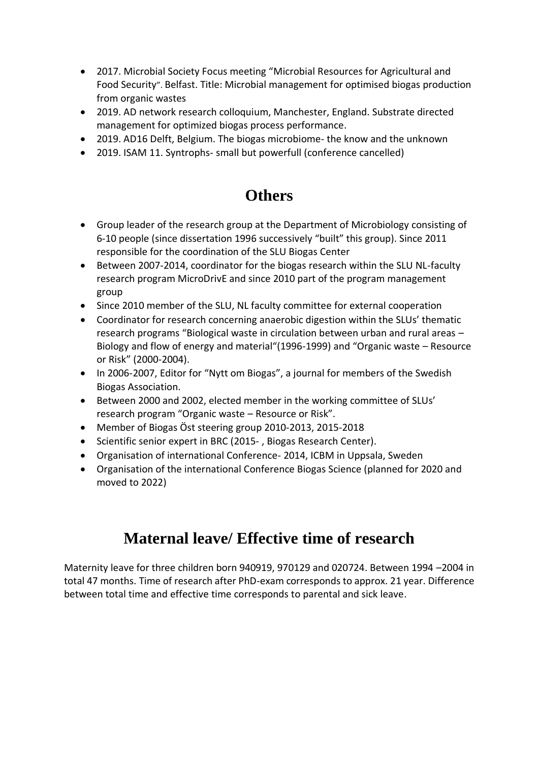- 2017. Microbial Society Focus meeting "Microbial Resources for Agricultural and Food Security". Belfast. Title: Microbial management for optimised biogas production from organic wastes
- 2019. AD network research colloquium, Manchester, England. Substrate directed management for optimized biogas process performance.
- 2019. AD16 Delft, Belgium. The biogas microbiome- the know and the unknown
- 2019. ISAM 11. Syntrophs- small but powerfull (conference cancelled)

# Others

- Group leader of the research group at the Department of Microbiology consisting of 6-10 people (since dissertation 1996 successively "built" this group). Since 2011 responsible for the coordination of the SLU Biogas Center
- Between 2007-2014, coordinator for the biogas research within the SLU NL-faculty research program MicroDrivE and since 2010 part of the program management group
- Since 2010 member of the SLU, NL faculty committee for external cooperation
- Coordinator for research concerning anaerobic digestion within the SLUs' thematic research programs "Biological waste in circulation between urban and rural areas – Biology and flow of energy and material"(1996-1999) and "Organic waste – Resource or Risk" (2000-2004).
- In 2006-2007, Editor for "Nytt om Biogas", a journal for members of the Swedish Biogas Association.
- Between 2000 and 2002, elected member in the working committee of SLUs' research program "Organic waste – Resource or Risk".
- Member of Biogas Öst steering group 2010-2013, 2015-2018
- Scientific senior expert in BRC (2015- , Biogas Research Center).
- Organisation of international Conference- 2014, ICBM in Uppsala, Sweden
- Organisation of the international Conference Biogas Science (planned for 2020 and moved to 2022)

# Maternal leave/ Effective time of research

Maternity leave for three children born 940919, 970129 and 020724. Between 1994 –2004 in total 47 months. Time of research after PhD-exam corresponds to approx. 21 year. Difference between total time and effective time corresponds to parental and sick leave.